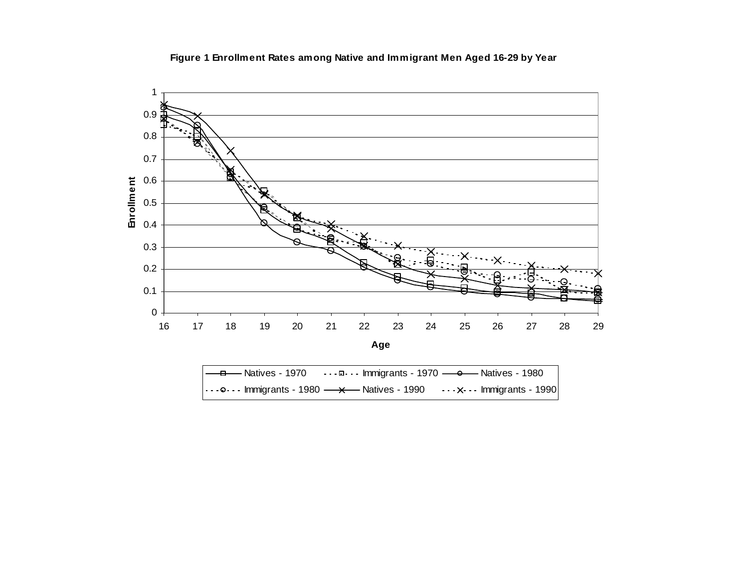**Figure 1 Enrollment Rates among Native and Immigrant Men Aged 16-29 by Year**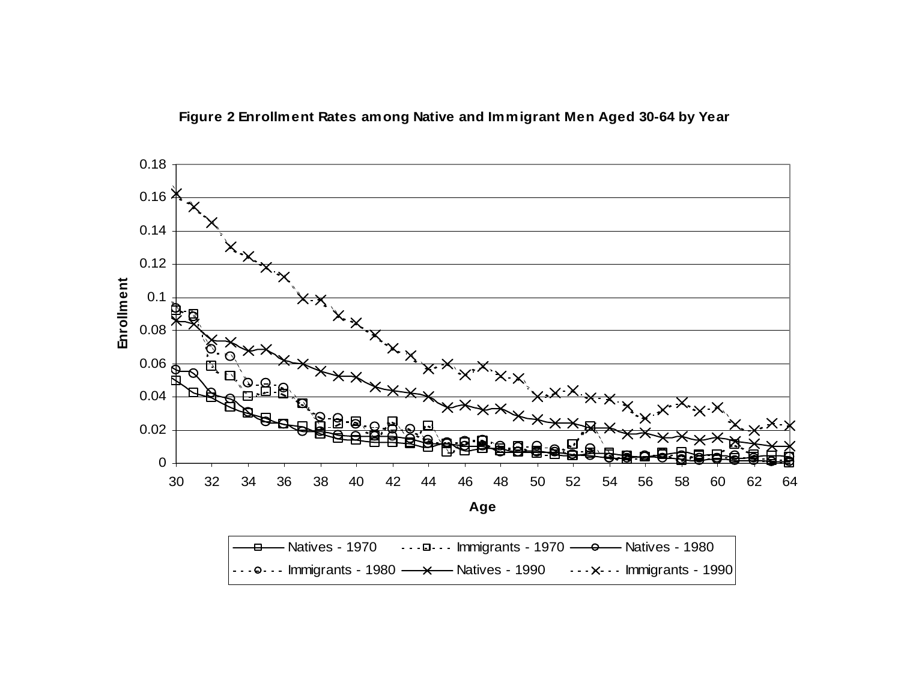**Figure 2 Enrollment Rates among Native and Immigrant Men Aged 30-64 by Year**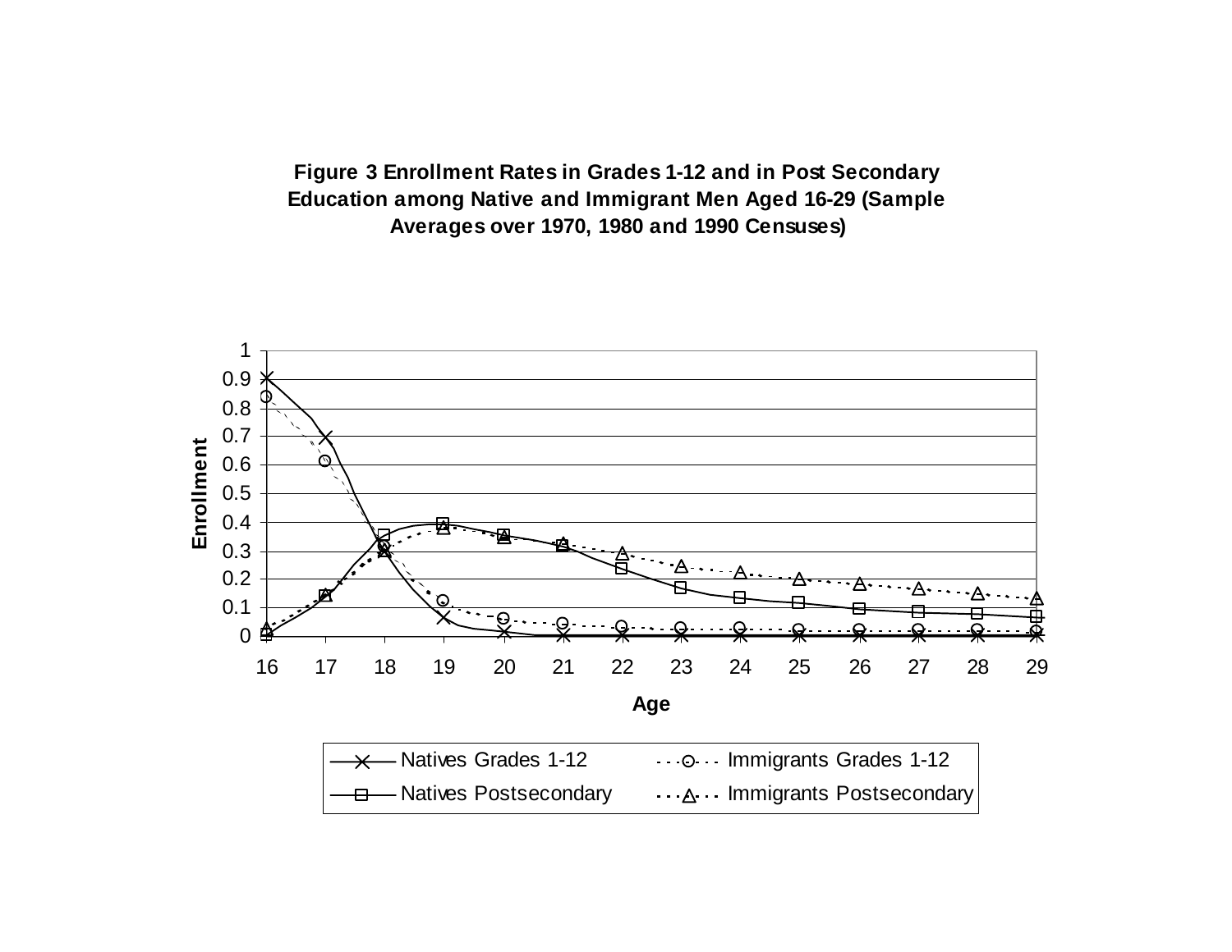**Figure 3 Enrollment Rates in Grades 1-12 and in Post Secondary Education among Native and Immigrant Men Aged 16-29 (Sample Averages over 1970, 1980 and 1990 Censuses)**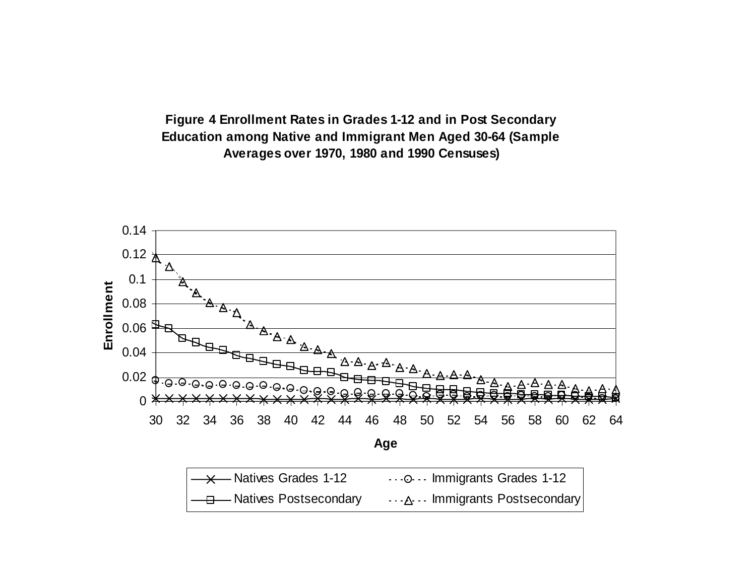**Figure 4 Enrollment Rates in Grades 1-12 and in Post Secondary Education among Native and Immigrant Men Aged 30-64 (Sample Averages over 1970, 1980 and 1990 Censuses)**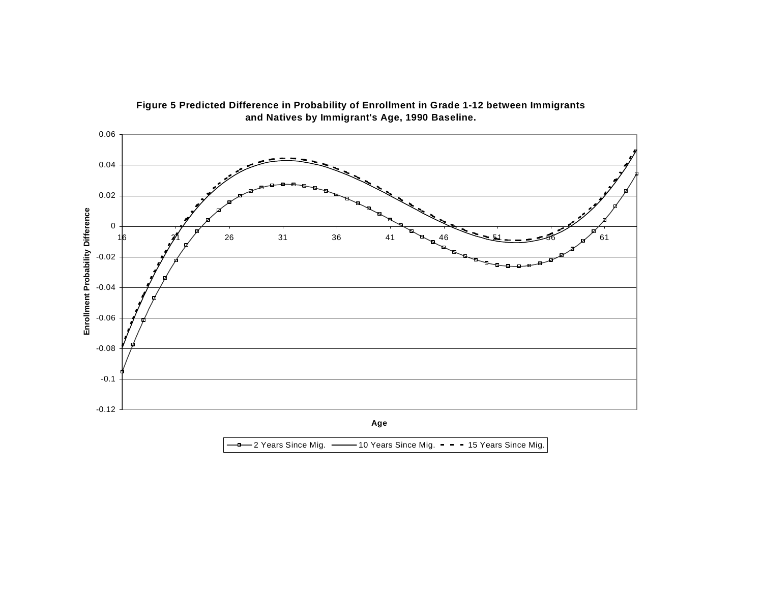**Figure 5 Predicted Difference in Probability of Enrollment in Grade 1-12 between Immigrants and Natives by Immigrant's Age, 1990 Baseline.**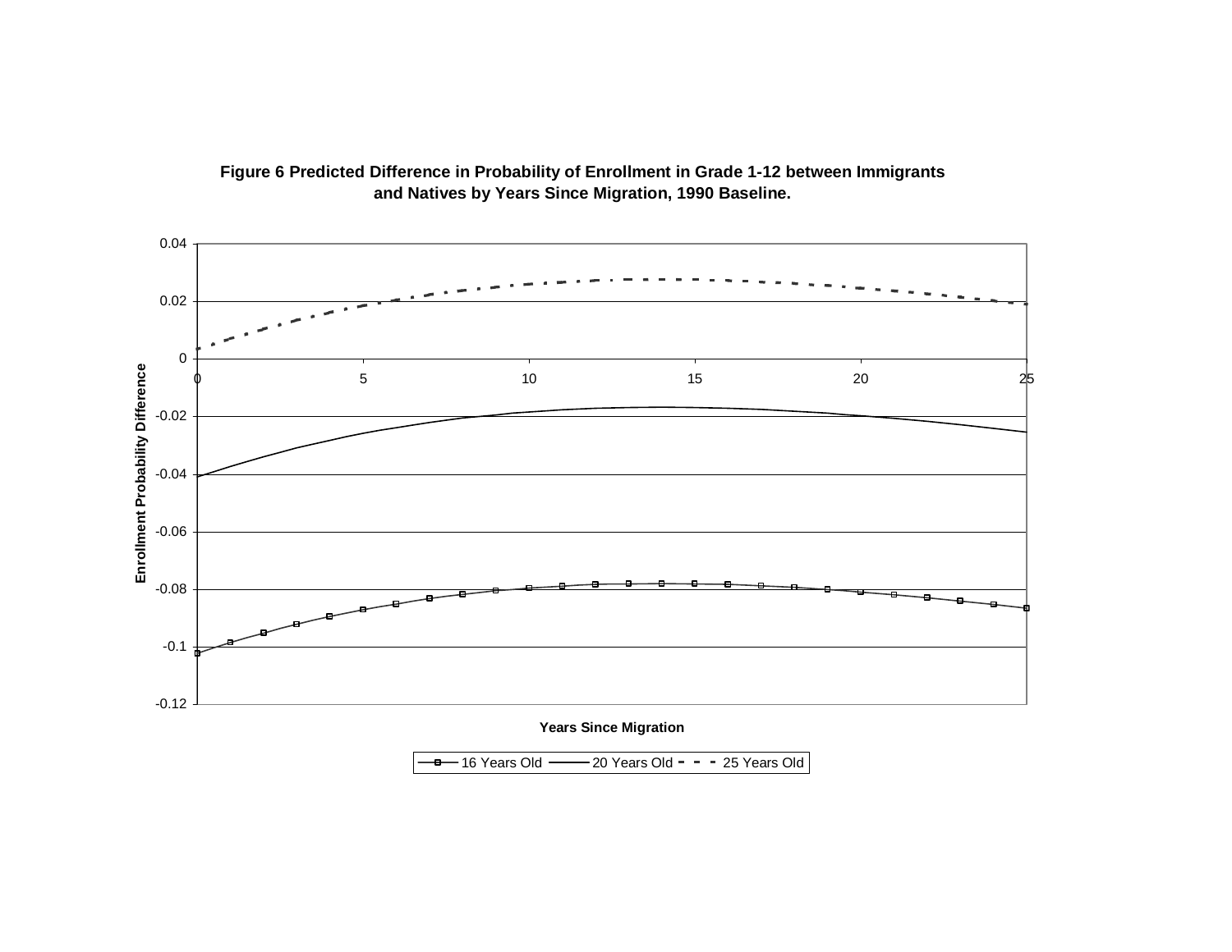**Figure 6 Predicted Difference in Probability of Enrollment in Grade 1-12 between Immigrants and Natives by Years Since Migration, 1990 Baseline.**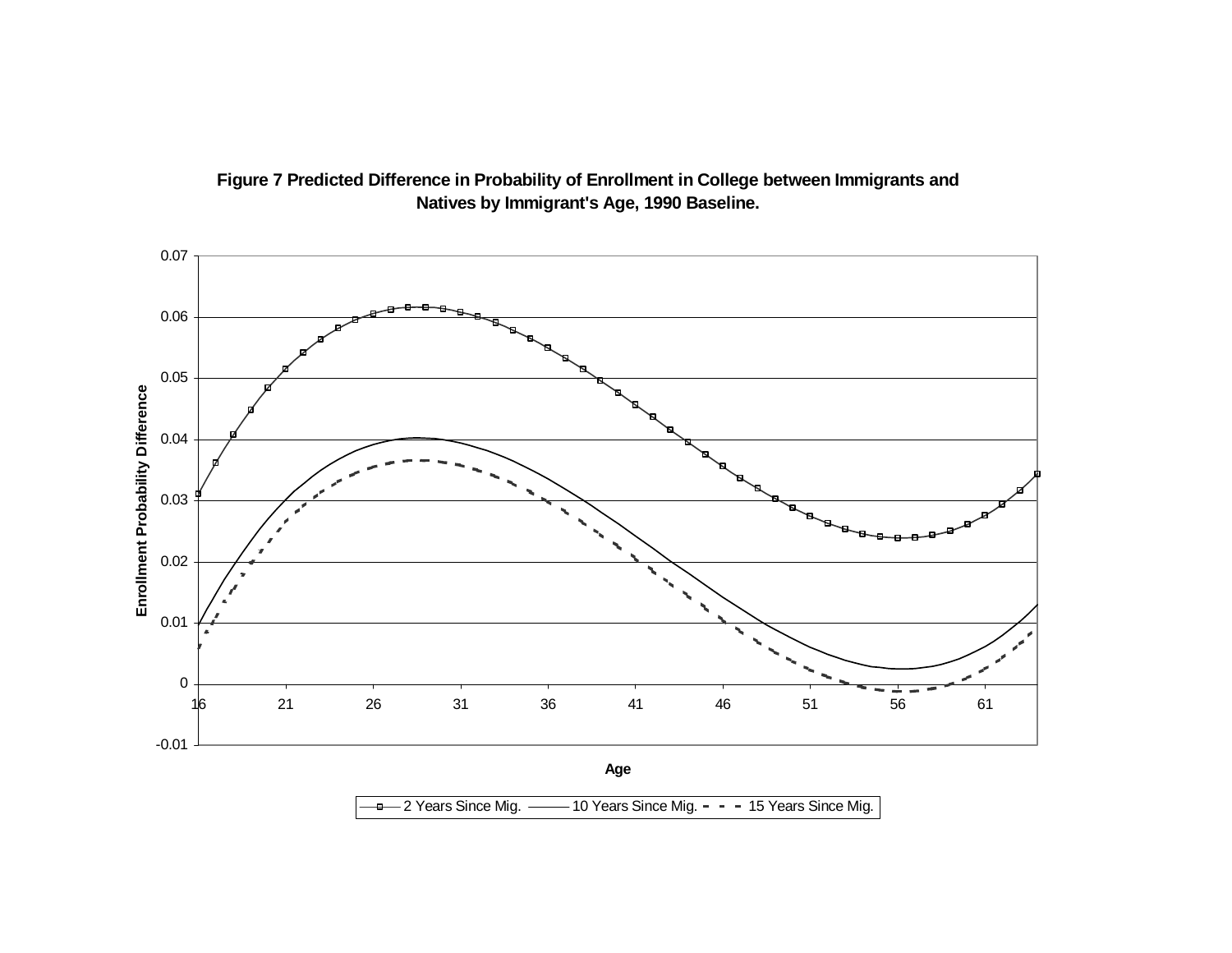**Figure 7 Predicted Difference in Probability of Enrollment in College between Immigrants and Natives by Immigrant's Age, 1990 Baseline.**

Enrollment Probability Difference

Age

2 Years Since Mig. — 10 Years Since Mig. — 15 Years Since Mig.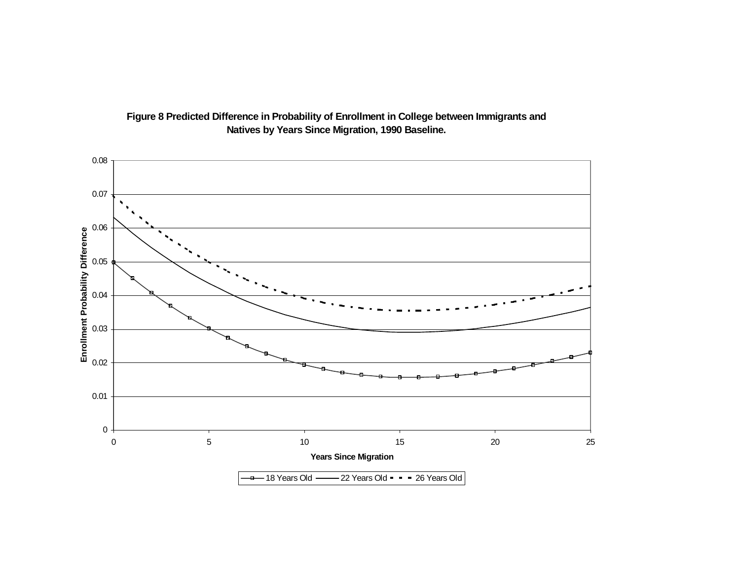**Figure 8 Predicted Difference in Probability of Enrollment in College between Immigrants and Natives by Years Since Migration, 1990 Baseline.**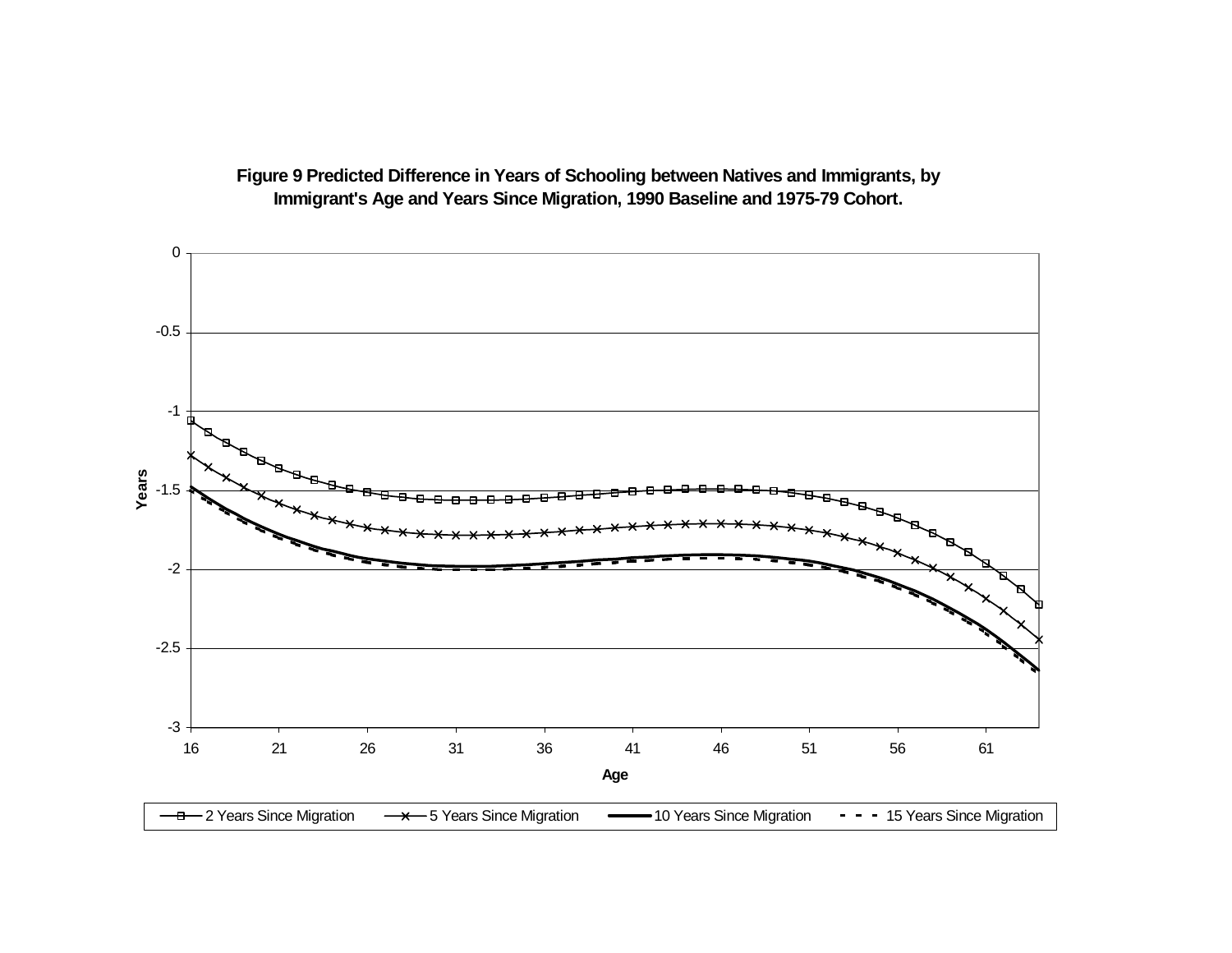**Figure 9 Predicted Difference in Years of Schooling between Natives and Immigrants, by Immigrant's Age and Years Since Migration, 1990 Baseline and 1975-79 Cohort.**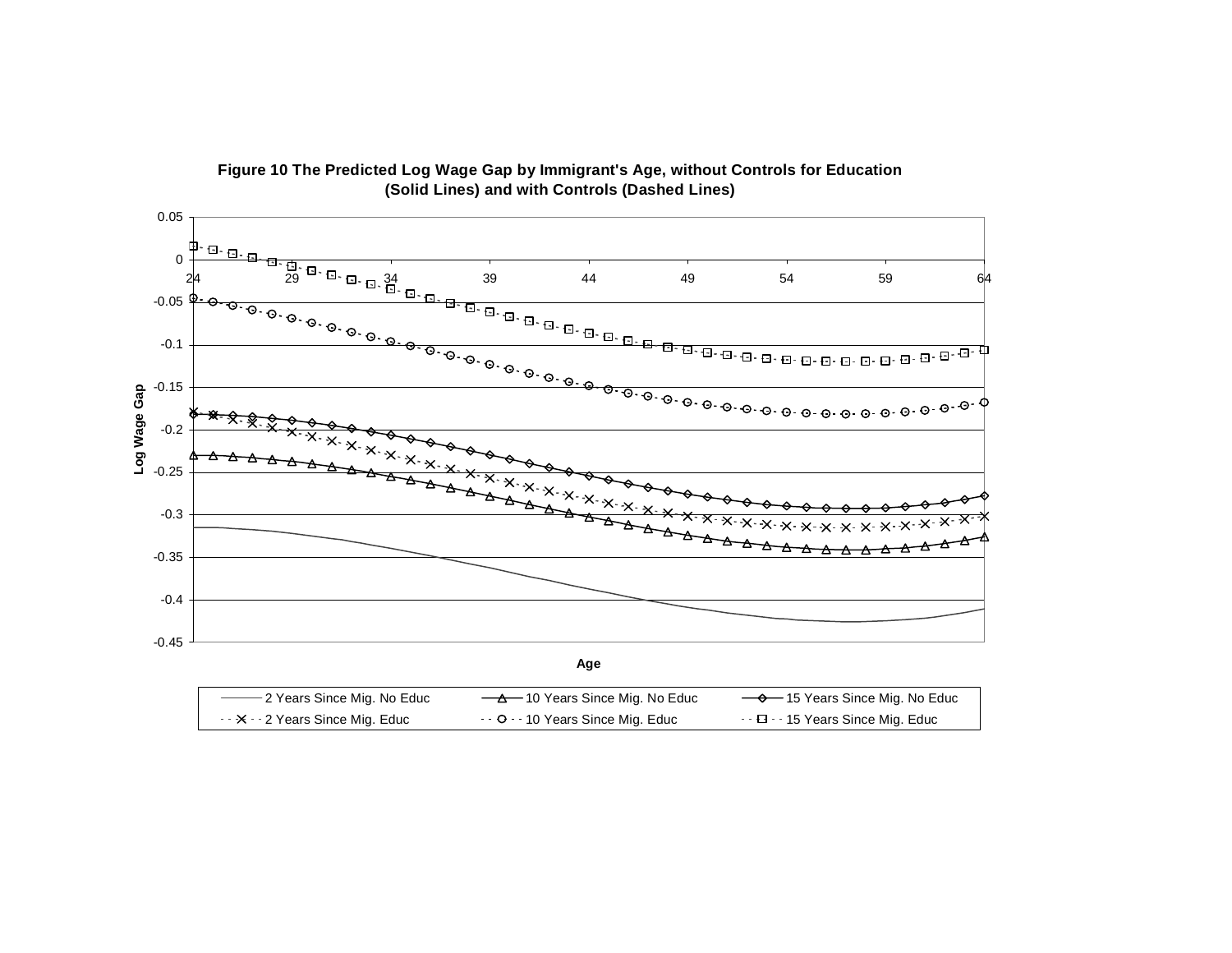**Figure 10 The Predicted Log Wage Gap by Immigrant's Age, without Controls for Education (Solid Lines) and with Controls (Dashed Lines)**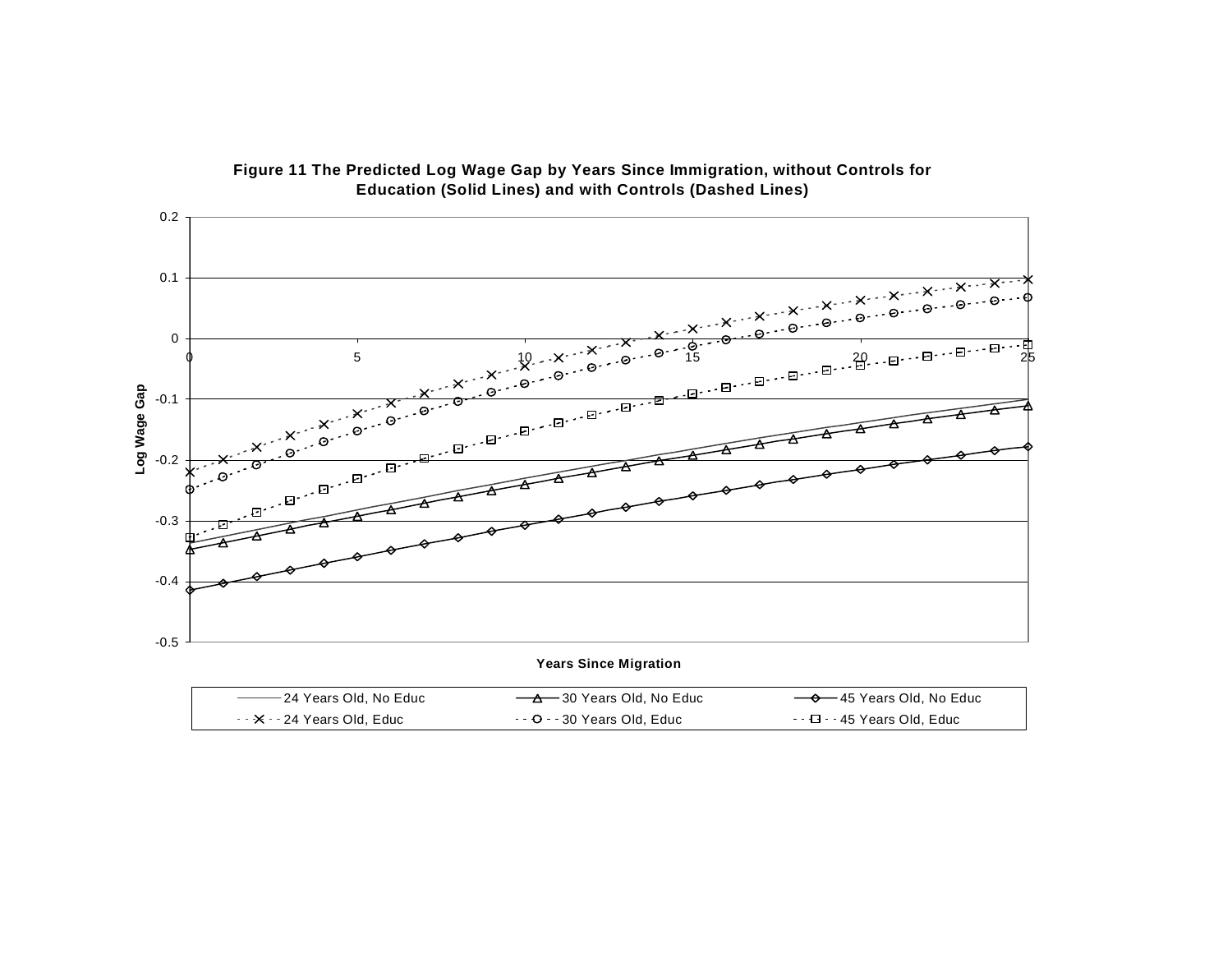**Figure 11 The Predicted Log Wage Gap by Years Since Immigration, without Controls for Education (Solid Lines) and with Controls (Dashed Lines)**

Log Wage Gap

0.2
0.1
0
-0.1
-0.2
-0.3
-0.4
-0.5

0
5
10
15
20
25

Years Since Migration

24 Years Old, No Educ
30 Years Old, No Educ
45 Years Old, No Educ
24 Years Old, Educ
30 Years Old, Educ
45 Years Old, Educ